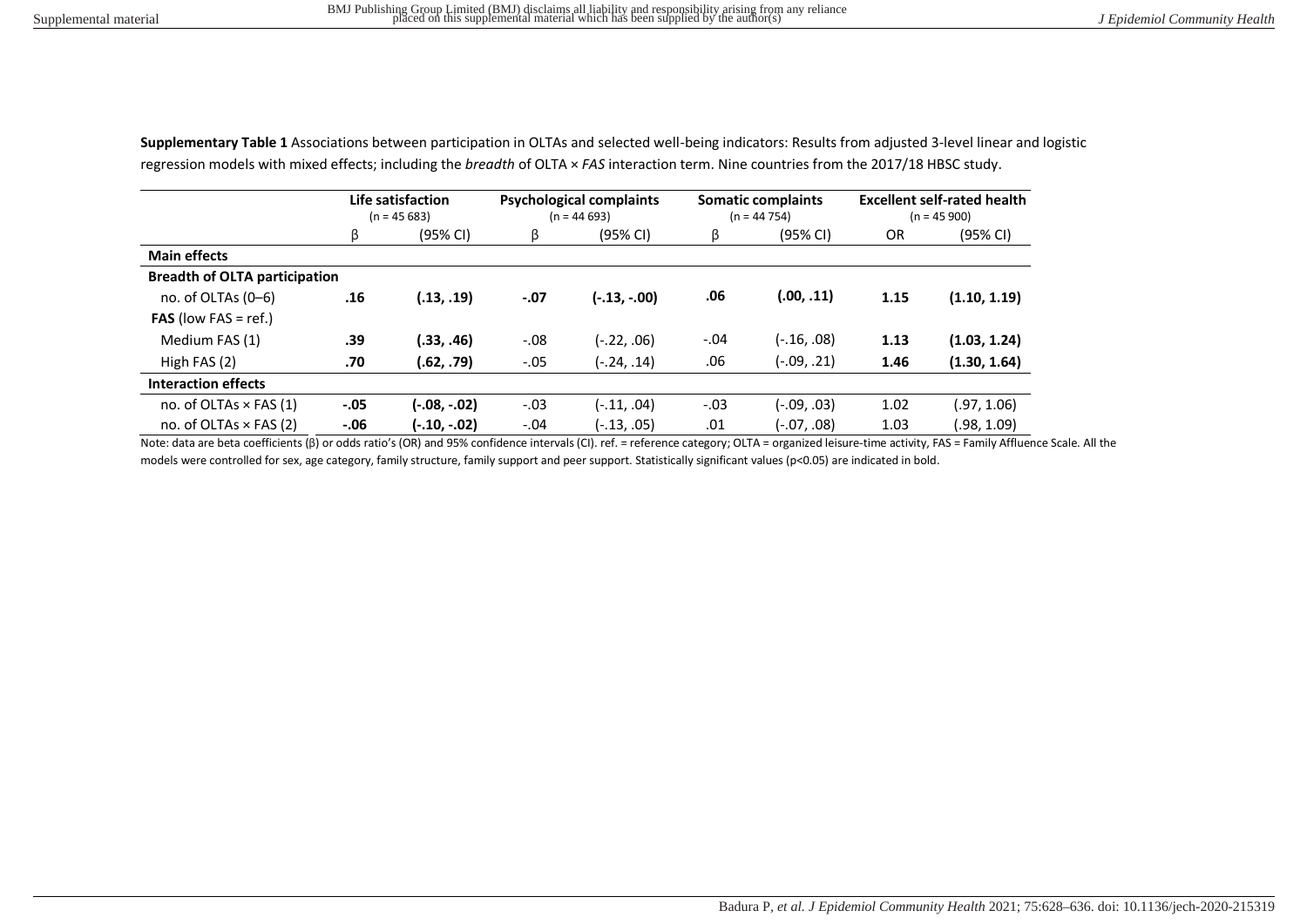**Supplementary Table 1** Associations between participation in OLTAs and selected well-being indicators: Results from adjusted 3-level linear and logistic regression models with mixed effects; including the *breadth* of OLTA × *FAS* interaction term. Nine countries from the 2017/18 HBSC study.

| | Life satisfaction (n = 45 683) | | Psychological complaints (n = 44 693) | | Somatic complaints (n = 44 754) | | Excellent self-rated health (n = 45 900) | |
|---|---|---|---|---|---|---|---|---|
| | β | (95% CI) | β | (95% CI) | β | (95% CI) | OR | (95% CI) |
| **Main effects** | | | | | | | | |
| **Breadth of OLTA participation** | | | | | | | | |
| no. of OLTAs (0–6) | **.16** | **(.13, .19)** | **-.07** | **(-.13, -.00)** | **.06** | **(.00, .11)** | **1.15** | **(1.10, 1.19)** |
| **FAS** (low FAS = ref.) | | | | | | | | |
| Medium FAS (1) | **.39** | **(.33, .46)** | -.08 | (-.22, .06) | -.04 | (-.16, .08) | **1.13** | **(1.03, 1.24)** |
| High FAS (2) | **.70** | **(.62, .79)** | -.05 | (-.24, .14) | .06 | (-.09, .21) | **1.46** | **(1.30, 1.64)** |
| **Interaction effects** | | | | | | | | |
| no. of OLTAs × FAS (1) | **-.05** | **(-.08, -.02)** | -.03 | (-.11, .04) | -.03 | (-.09, .03) | 1.02 | (.97, 1.06) |
| no. of OLTAs × FAS (2) | **-.06** | **(-.10, -.02)** | -.04 | (-.13, .05) | .01 | (-.07, .08) | 1.03 | (.98, 1.09) |

Note: data are beta coefficients (β) or odds ratio's (OR) and 95% confidence intervals (CI). ref. = reference category; OLTA = organized leisure-time activity, FAS = Family Affluence Scale. All the models were controlled for sex, age category, family structure, family support and peer support. Statistically significant values ($p<0.05$) are indicated in bold.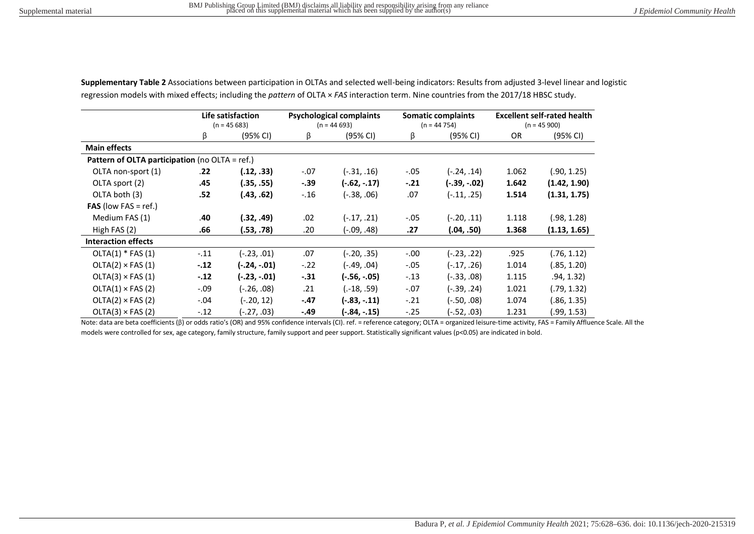**Supplementary Table 2** Associations between participation in OLTAs and selected well-being indicators: Results from adjusted 3-level linear and logistic regression models with mixed effects; including the *pattern* of OLTA × *FAS* interaction term. Nine countries from the 2017/18 HBSC study.

| | **Life satisfaction** (n = 45 683) | | **Psychological complaints** (n = 44 693) | | **Somatic complaints** (n = 44 754) | | **Excellent self-rated health** (n = 45 900) | |
|---|---|---|---|---|---|---|---|---|
| | β | (95% CI) | β | (95% CI) | β | (95% CI) | OR | (95% CI) |
| **Main effects** | | | | | | | | |
| **Pattern of OLTA participation** (no OLTA = ref.) | | | | | | | | |
| OLTA non-sport (1) | **.22** | **(.12, .33)** | -.07 | (-.31, .16) | -.05 | (-.24, .14) | 1.062 | (.90, 1.25) |
| OLTA sport (2) | **.45** | **(.35, .55)** | **-.39** | **(-.62, -.17)** | **-.21** | **(-.39, -.02)** | **1.642** | **(1.42, 1.90)** |
| OLTA both (3) | **.52** | **(.43, .62)** | -.16 | (-.38, .06) | .07 | (-.11, .25) | **1.514** | **(1.31, 1.75)** |
| **FAS** (low FAS = ref.) | | | | | | | | |
| Medium FAS (1) | **.40** | **(.32, .49)** | .02 | (-.17, .21) | -.05 | (-.20, .11) | 1.118 | (.98, 1.28) |
| High FAS (2) | **.66** | **(.53, .78)** | .20 | (-.09, .48) | **.27** | **(.04, .50)** | **1.368** | **(1.13, 1.65)** |
| **Interaction effects** | | | | | | | | |
| OLTA(1) * FAS (1) | -.11 | (-.23, .01) | .07 | (-.20, .35) | -.00 | (-.23, .22) | .925 | (.76, 1.12) |
| OLTA(2) × FAS (1) | **-.12** | **(-.24, -.01)** | -.22 | (-.49, .04) | -.05 | (-.17, .26) | 1.014 | (.85, 1.20) |
| OLTA(3) × FAS (1) | **-.12** | **(-.23, -.01)** | **-.31** | **(-.56, -.05)** | -.13 | (-.33, .08) | 1.115 | .94, 1.32) |
| OLTA(1) × FAS (2) | -.09 | (-.26, .08) | .21 | (.-18, .59) | -.07 | (-.39, .24) | 1.021 | (.79, 1.32) |
| OLTA(2) × FAS (2) | -.04 | (-.20, 12) | **-.47** | **(-.83, -.11)** | -.21 | (-.50, .08) | 1.074 | (.86, 1.35) |
| OLTA(3) × FAS (2) | -.12 | (-.27, .03) | **-.49** | **(-.84, -.15)** | -.25 | (-.52, .03) | 1.231 | (.99, 1.53) |

Note: data are beta coefficients (β) or odds ratio's (OR) and 95% confidence intervals (CI). ref. = reference category; OLTA = organized leisure-time activity, FAS = Family Affluence Scale. All the models were controlled for sex, age category, family structure, family support and peer support. Statistically significant values ($p<0.05$) are indicated in bold.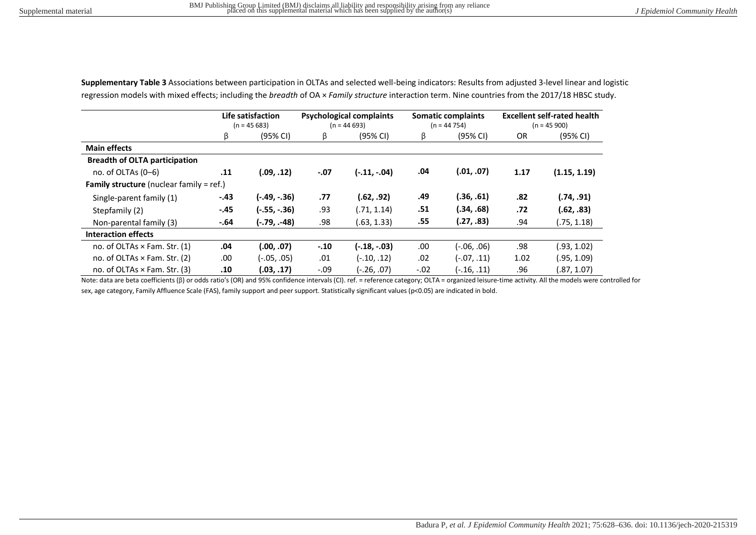**Supplementary Table 3** Associations between participation in OLTAs and selected well-being indicators: Results from adjusted 3-level linear and logistic regression models with mixed effects; including the *breadth* of OA × *Family structure* interaction term. Nine countries from the 2017/18 HBSC study.

| | **Life satisfaction** (n = 45 683) | | **Psychological complaints** (n = 44 693) | | **Somatic complaints** (n = 44 754) | | **Excellent self-rated health** (n = 45 900) | |
|---|---|---|---|---|---|---|---|---|
| | β | (95% CI) | β | (95% CI) | β | (95% CI) | OR | (95% CI) |
| **Main effects** | | | | | | | | |
| **Breadth of OLTA participation** | | | | | | | | |
| no. of OLTAs (0–6) | **.11** | **(.09, .12)** | **-.07** | **(-.11, -.04)** | **.04** | **(.01, .07)** | **1.17** | **(1.15, 1.19)** |
| **Family structure** (nuclear family = ref.) | | | | | | | | |
| Single-parent family (1) | **-.43** | **(-.49, -.36)** | **.77** | **(.62, .92)** | **.49** | **(.36, .61)** | **.82** | **(.74, .91)** |
| Stepfamily (2) | **-.45** | **(-.55, -.36)** | .93 | (.71, 1.14) | **.51** | **(.34, .68)** | **.72** | **(.62, .83)** |
| Non-parental family (3) | **-.64** | **(-.79, -.48)** | .98 | (.63, 1.33) | **.55** | **(.27, .83)** | .94 | (.75, 1.18) |
| **Interaction effects** | | | | | | | | |
| no. of OLTAs × Fam. Str. (1) | **.04** | **(.00, .07)** | **-.10** | **(-.18, -.03)** | .00 | (-.06, .06) | .98 | (.93, 1.02) |
| no. of OLTAs × Fam. Str. (2) | .00 | (-.05, .05) | .01 | (-.10, .12) | .02 | (-.07, .11) | 1.02 | (.95, 1.09) |
| no. of OLTAs × Fam. Str. (3) | **.10** | **(.03, .17)** | -.09 | (-.26, .07) | -.02 | (-.16, .11) | .96 | (.87, 1.07) |

Note: data are beta coefficients (β) or odds ratio's (OR) and 95% confidence intervals (CI). ref. = reference category; OLTA = organized leisure-time activity. All the models were controlled for sex, age category, Family Affluence Scale (FAS), family support and peer support. Statistically significant values (p<0.05) are indicated in bold.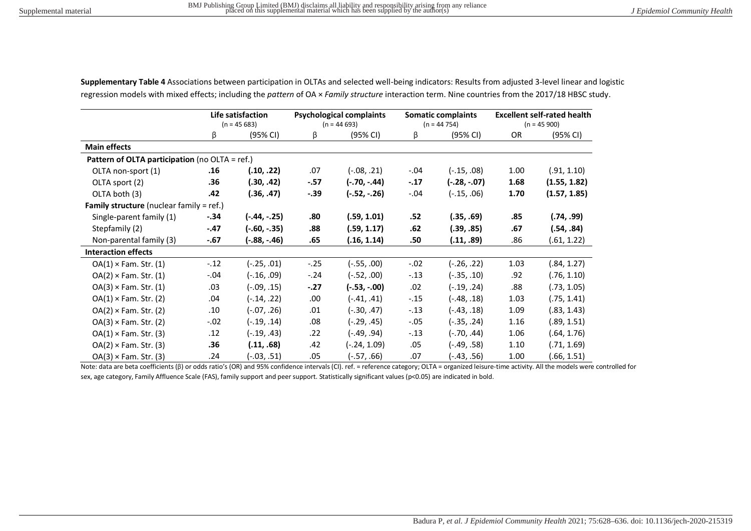**Supplementary Table 4** Associations between participation in OLTAs and selected well-being indicators: Results from adjusted 3-level linear and logistic regression models with mixed effects; including the *pattern* of OA × *Family structure* interaction term. Nine countries from the 2017/18 HBSC study.

| | **Life satisfaction** (n = 45 683) | | **Psychological complaints** (n = 44 693) | | **Somatic complaints** (n = 44 754) | | **Excellent self-rated health** (n = 45 900) | |
|---|---|---|---|---|---|---|---|---|
| | β | (95% CI) | β | (95% CI) | β | (95% CI) | OR | (95% CI) |
| **Main effects** | | | | | | | | |
| **Pattern of OLTA participation** (no OLTA = ref.) | | | | | | | | |
| OLTA non-sport (1) | **.16** | **(.10, .22)** | .07 | (-.08, .21) | -.04 | (-.15, .08) | 1.00 | (.91, 1.10) |
| OLTA sport (2) | **.36** | **(.30, .42)** | **-.57** | **(-.70, -.44)** | **-.17** | **(-.28, -.07)** | **1.68** | **(1.55, 1.82)** |
| OLTA both (3) | **.42** | **(.36, .47)** | **-.39** | **(-.52, -.26)** | -.04 | (-.15, .06) | **1.70** | **(1.57, 1.85)** |
| **Family structure** (nuclear family = ref.) | | | | | | | | |
| Single-parent family (1) | **-.34** | **(-.44, -.25)** | **.80** | **(.59, 1.01)** | **.52** | **(.35, .69)** | **.85** | **(.74, .99)** |
| Stepfamily (2) | **-.47** | **(-.60, -.35)** | **.88** | **(.59, 1.17)** | **.62** | **(.39, .85)** | **.67** | **(.54, .84)** |
| Non-parental family (3) | **-.67** | **(-.88, -.46)** | **.65** | **(.16, 1.14)** | **.50** | **(.11, .89)** | .86 | (.61, 1.22) |
| **Interaction effects** | | | | | | | | |
| OA(1) × Fam. Str. (1) | -.12 | (-.25, .01) | -.25 | (-.55, .00) | -.02 | (-.26, .22) | 1.03 | (.84, 1.27) |
| OA(2) × Fam. Str. (1) | -.04 | (-.16, .09) | -.24 | (-.52, .00) | -.13 | (-.35, .10) | .92 | (.76, 1.10) |
| OA(3) × Fam. Str. (1) | .03 | (-.09, .15) | **-.27** | **(-.53, -.00)** | .02 | (-.19, .24) | .88 | (.73, 1.05) |
| OA(1) × Fam. Str. (2) | .04 | (-.14, .22) | .00 | (-.41, .41) | -.15 | (-.48, .18) | 1.03 | (.75, 1.41) |
| OA(2) × Fam. Str. (2) | .10 | (-.07, .26) | .01 | (-.30, .47) | -.13 | (-.43, .18) | 1.09 | (.83, 1.43) |
| OA(3) × Fam. Str. (2) | -.02 | (-.19, .14) | .08 | (-.29, .45) | -.05 | (-.35, .24) | 1.16 | (.89, 1.51) |
| OA(1) × Fam. Str. (3) | .12 | (-.19, .43) | .22 | (-.49, .94) | -.13 | (-.70, .44) | 1.06 | (.64, 1.76) |
| OA(2) × Fam. Str. (3) | **.36** | **(.11, .68)** | .42 | (-.24, 1.09) | .05 | (-.49, .58) | 1.10 | (.71, 1.69) |
| OA(3) × Fam. Str. (3) | .24 | (-.03, .51) | .05 | (-.57, .66) | .07 | (-.43, .56) | 1.00 | (.66, 1.51) |

Note: data are beta coefficients (β) or odds ratio's (OR) and 95% confidence intervals (CI). ref. = reference category; OLTA = organized leisure-time activity. All the models were controlled for sex, age category, Family Affluence Scale (FAS), family support and peer support. Statistically significant values ($p<0.05$) are indicated in bold.